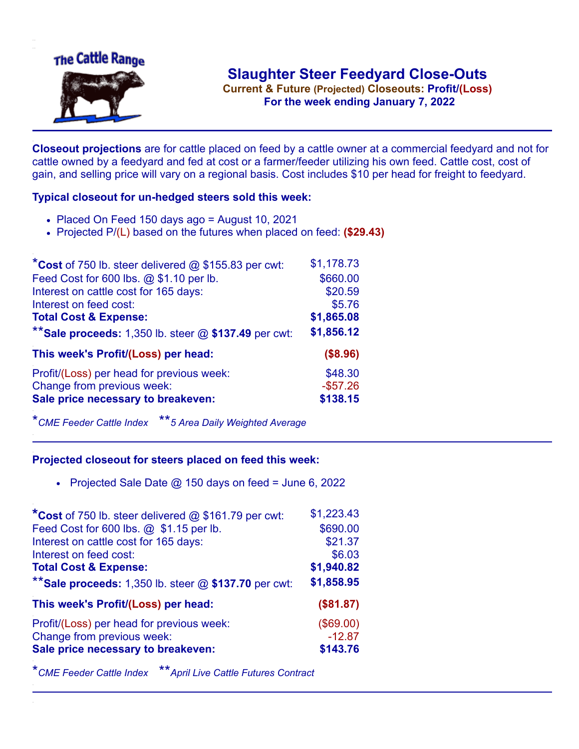The Cattle Range

# Slaughter Steer Feedyard Close-Outs

**Current & Future (Projected) Closeouts: Profit/(Loss)**

**For the week ending January 7, 2022**

**Closeout projections** are for cattle placed on feed by a cattle owner at a commercial feedyard and not for cattle owned by a feedyard and fed at cost or a farmer/feeder utilizing his own feed. Cattle cost, cost of gain, and selling price will vary on a regional basis. Cost includes $10 per head for freight to feedyard.

### Typical closeout for un-hedged steers sold this week:

- Placed On Feed 150 days ago = August 10, 2021
- Projected P/(L) based on the futures when placed on feed: **($29.43)**

| | |
|---|---|
| ***Cost** of 750 lb. steer delivered @ $155.83 per cwt: | $1,178.73 |
| Feed Cost for 600 lbs. @ $1.10 per lb. | $660.00 |
| Interest on cattle cost for 165 days: | $20.59 |
| Interest on feed cost: | $5.76 |
| **Total Cost & Expense:** | **$1,865.08** |
| ****Sale proceeds:** 1,350 lb. steer @ **$137.49** per cwt: | **$1,856.12** |
| **This week's Profit/(Loss) per head:** | **($8.96)** |
| Profit/(Loss) per head for previous week: | $48.30 |
| Change from previous week: | -$57.26 |
| **Sale price necessary to breakeven:** | **$138.15** |

*CME Feeder Cattle Index **5 Area Daily Weighted Average

### Projected closeout for steers placed on feed this week:

- Projected Sale Date @ 150 days on feed = June 6, 2022

| | |
|---|---|
| ***Cost** of 750 lb. steer delivered @ $161.79 per cwt: | $1,223.43 |
| Feed Cost for 600 lbs. @ $1.15 per lb. | $690.00 |
| Interest on cattle cost for 165 days: | $21.37 |
| Interest on feed cost: | $6.03 |
| **Total Cost & Expense:** | **$1,940.82** |
| ****Sale proceeds:** 1,350 lb. steer @ **$137.70** per cwt: | **$1,858.95** |
| **This week's Profit/(Loss) per head:** | **($81.87)** |
| Profit/(Loss) per head for previous week: | ($69.00) |
| Change from previous week: | -12.87 |
| **Sale price necessary to breakeven:** | **$143.76** |

*CME Feeder Cattle Index **April Live Cattle Futures Contract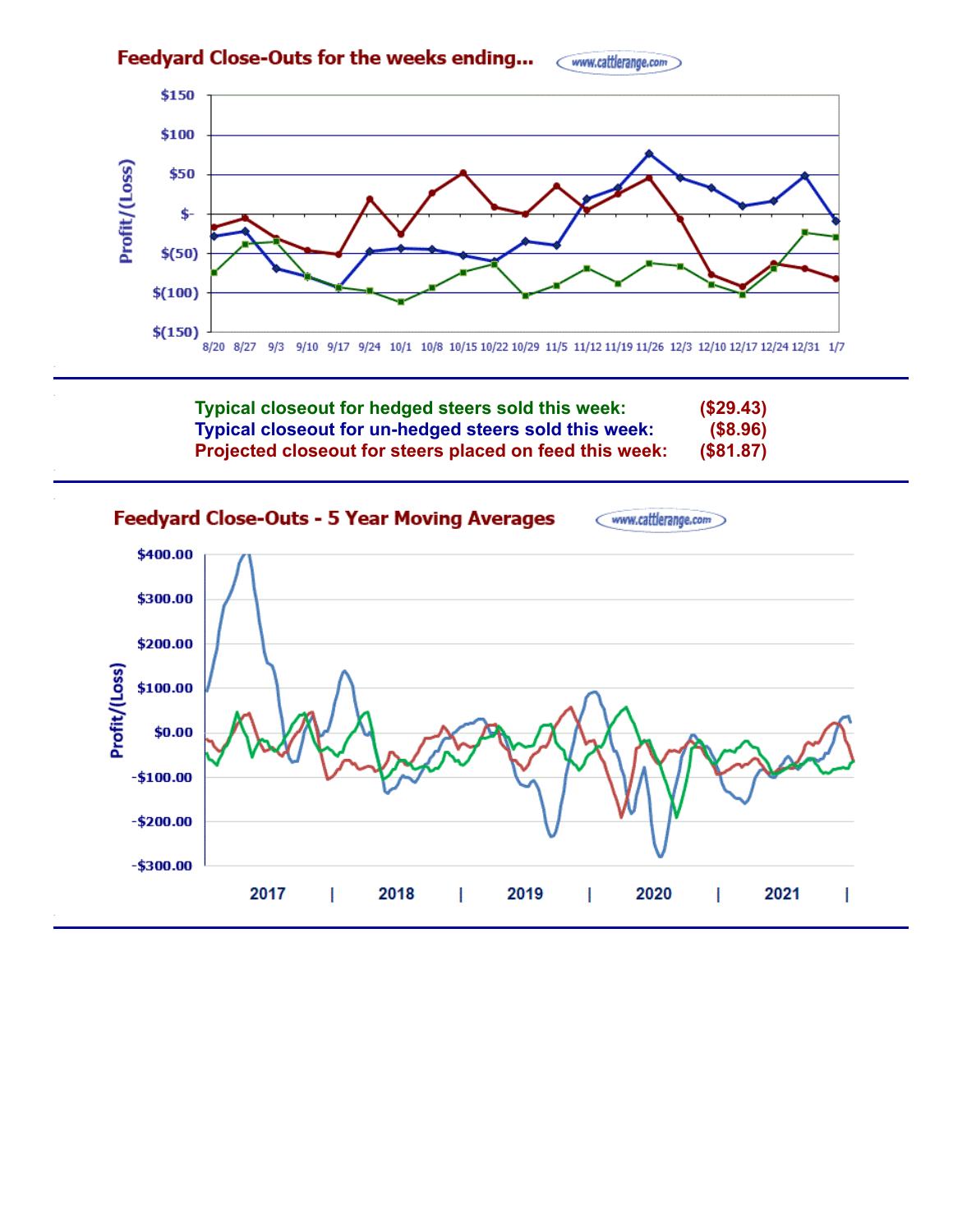## Feedyard Close-Outs for the weeks ending...

www.cattlerange.com

$150
$100
$50
$-
$(50)
$(100)
$(150)

Profit/(Loss)

8/20 8/27 9/3 9/10 9/17 9/24 10/1 10/8 10/15 10/22 10/29 11/5 11/12 11/19 11/26 12/3 12/10 12/17 12/24 12/31 1/7

| | |
|---|---|
| Typical closeout for hedged steers sold this week: | ($29.43) |
| Typical closeout for un-hedged steers sold this week: | ($8.96) |
| Projected closeout for steers placed on feed this week: | ($81.87) |

## Feedyard Close-Outs - 5 Year Moving Averages

www.cattlerange.com

$400.00
$300.00
$200.00
$100.00
$0.00
-$100.00
-$200.00
-$300.00

Profit/(Loss)

2017 | 2018 | 2019 | 2020 | 2021 |